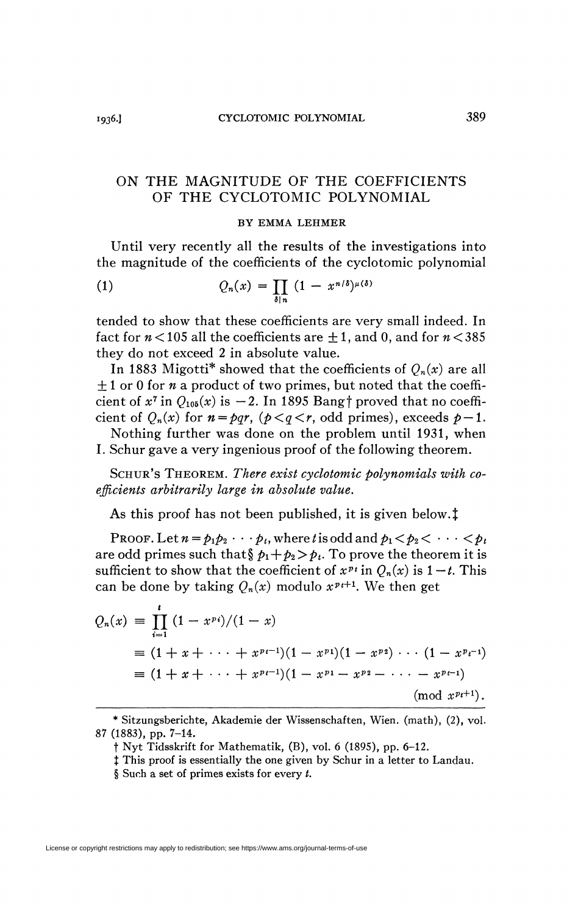# ON THE MAGNITUDE OF THE COEFFICIENTS OF THE CYCLOTOMIC POLYNOMIAL

BY EMMA LEHMER

Until very recently all the results of the investigations into the magnitude of the coefficients of the cyclotomic polynomial

$$Q_n(x) = \prod_{\delta | n} (1 - x^{n/\delta})^{\mu(\delta)} \tag{1}$$

tended to show that these coefficients are very small indeed. In fact for $n < 105$ all the coefficients are $\pm 1$, and 0, and for $n < 385$ they do not exceed 2 in absolute value.

In 1883 Migotti* showed that the coefficients of $Q_n(x)$ are all $\pm 1$ or 0 for $n$ a product of two primes, but noted that the coefficient of $x^7$ in $Q_{105}(x)$ is $-2$. In 1895 Bang† proved that no coefficient of $Q_n(x)$ for $n = pqr$, ($p < q < r$, odd primes), exceeds $p - 1$.

Nothing further was done on the problem until 1931, when I. Schur gave a very ingenious proof of the following theorem.

SCHUR'S THEOREM. *There exist cyclotomic polynomials with coefficients arbitrarily large in absolute value.*

As this proof has not been published, it is given below.‡

PROOF. Let $n = p_1 p_2 \cdots p_t$, where $t$ is odd and $p_1 < p_2 < \cdots < p_t$ are odd primes such that§ $p_1 + p_2 > p_t$. To prove the theorem it is sufficient to show that the coefficient of $x^{p_t}$ in $Q_n(x)$ is $1 - t$. This can be done by taking $Q_n(x)$ modulo $x^{p_t+1}$. We then get

$$
\begin{aligned}
Q_n(x) &\equiv \prod_{i=1}^{t} (1 - x^{p_i})/(1 - x) \\
&\equiv (1 + x + \cdots + x^{p_t - 1})(1 - x^{p_1})(1 - x^{p_2}) \cdots (1 - x^{p_{t-1}}) \\
&\equiv (1 + x + \cdots + x^{p_t - 1})(1 - x^{p_1} - x^{p_2} - \cdots - x^{p_{t-1}}) \\
&\hspace{20em} (\text{mod } x^{p_t+1}).
\end{aligned}
$$

---

* Sitzungsberichte, Akademie der Wissenschaften, Wien. (math), (2), vol. 87 (1883), pp. 7–14.

† Nyt Tidsskrift for Mathematik, (B), vol. 6 (1895), pp. 6–12.

‡ This proof is essentially the one given by Schur in a letter to Landau.

§ Such a set of primes exists for every $t$.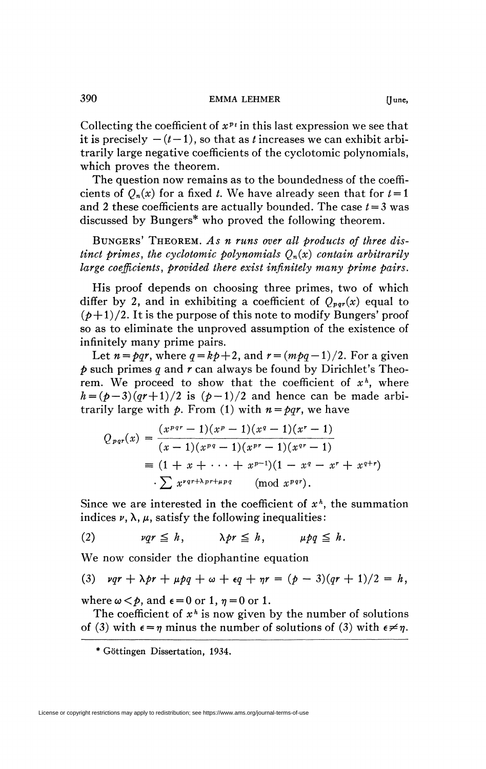Collecting the coefficient of $x^{pt}$ in this last expression we see that it is precisely $-(t-1)$, so that as $t$ increases we can exhibit arbitrarily large negative coefficients of the cyclotomic polynomials, which proves the theorem.

The question now remains as to the boundedness of the coefficients of $Q_n(x)$ for a fixed $t$. We have already seen that for $t=1$ and 2 these coefficients are actually bounded. The case $t=3$ was discussed by Bungers* who proved the following theorem.

BUNGERS' THEOREM. *As $n$ runs over all products of three distinct primes, the cyclotomic polynomials $Q_n(x)$ contain arbitrarily large coefficients, provided there exist infinitely many prime pairs.*

His proof depends on choosing three primes, two of which differ by 2, and in exhibiting a coefficient of $Q_{pqr}(x)$ equal to $(p+1)/2$. It is the purpose of this note to modify Bungers' proof so as to eliminate the unproved assumption of the existence of infinitely many prime pairs.

Let $n=pqr$, where $q=kp+2$, and $r=(mpq-1)/2$. For a given $p$ such primes $q$ and $r$ can always be found by Dirichlet's Theorem. We proceed to show that the coefficient of $x^h$, where $h=(p-3)(qr+1)/2$ is $(p-1)/2$ and hence can be made arbitrarily large with $p$. From (1) with $n=pqr$, we have

$$
\begin{aligned}
Q_{pqr}(x) &= \frac{(x^{pqr}-1)(x^p-1)(x^q-1)(x^r-1)}{(x-1)(x^{pq}-1)(x^{pr}-1)(x^{qr}-1)} \\
&\equiv (1+x+\cdots+x^{p-1})(1-x^q-x^r+x^{q+r}) \\
&\quad \cdot \sum x^{\nu qr+\lambda pr+\mu pq} \pmod{x^{pqr}}.
\end{aligned}
$$

Since we are interested in the coefficient of $x^h$, the summation indices $\nu, \lambda, \mu$, satisfy the following inequalities:

$$
(2) \qquad \nu qr \leqq h, \qquad \lambda pr \leqq h, \qquad \mu pq \leqq h.
$$

We now consider the diophantine equation

$$
(3) \quad \nu qr + \lambda pr + \mu pq + \omega + \epsilon q + \eta r = (p-3)(qr+1)/2 = h,
$$

where $\omega < p$, and $\epsilon = 0$ or 1, $\eta = 0$ or 1.

The coefficient of $x^h$ is now given by the number of solutions of (3) with $\epsilon=\eta$ minus the number of solutions of (3) with $\epsilon \neq \eta$.

* Göttingen Dissertation, 1934.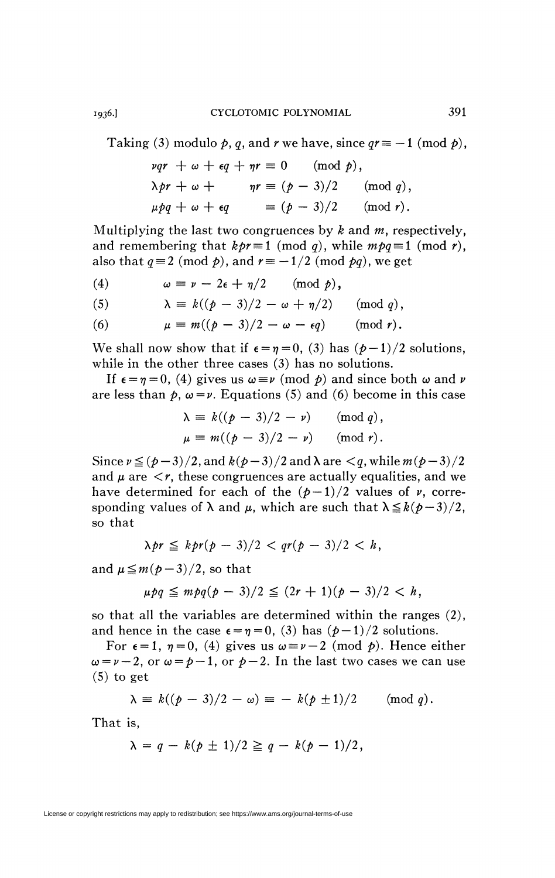Taking (3) modulo $p$, $q$, and $r$ we have, since $qr \equiv -1 \pmod{p}$,

$$\nu qr + \omega + \epsilon q + \eta r \equiv 0 \pmod{p},$$
$$\lambda pr + \omega + \quad \eta r \equiv (p-3)/2 \pmod{q},$$
$$\mu pq + \omega + \epsilon q \quad \equiv (p-3)/2 \pmod{r}.$$

Multiplying the last two congruences by $k$ and $m$, respectively, and remembering that $kpr \equiv 1 \pmod{q}$, while $mpq \equiv 1 \pmod{r}$, also that $q \equiv 2 \pmod{p}$, and $r \equiv -1/2 \pmod{pq}$, we get

$$\omega \equiv \nu - 2\epsilon + \eta/2 \pmod{p}, \tag{4}$$

$$\lambda \equiv k((p-3)/2 - \omega + \eta/2) \pmod{q}, \tag{5}$$

$$\mu \equiv m((p-3)/2 - \omega - \epsilon q) \pmod{r}. \tag{6}$$

We shall now show that if $\epsilon = \eta = 0$, (3) has $(p-1)/2$ solutions, while in the other three cases (3) has no solutions.

If $\epsilon = \eta = 0$, (4) gives us $\omega \equiv \nu \pmod{p}$ and since both $\omega$ and $\nu$ are less than $p$, $\omega = \nu$. Equations (5) and (6) become in this case

$$\lambda \equiv k((p-3)/2 - \nu) \pmod{q},$$
$$\mu \equiv m((p-3)/2 - \nu) \pmod{r}.$$

Since $\nu \leqq (p-3)/2$, and $k(p-3)/2$ and $\lambda$ are $< q$, while $m(p-3)/2$ and $\mu$ are $< r$, these congruences are actually equalities, and we have determined for each of the $(p-1)/2$ values of $\nu$, corresponding values of $\lambda$ and $\mu$, which are such that $\lambda \leqq k(p-3)/2$, so that

$$\lambda pr \leqq kpr(p-3)/2 < qr(p-3)/2 < h,$$

and $\mu \leqq m(p-3)/2$, so that

$$\mu pq \leqq mpq(p-3)/2 \leqq (2r+1)(p-3)/2 < h,$$

so that all the variables are determined within the ranges (2), and hence in the case $\epsilon = \eta = 0$, (3) has $(p-1)/2$ solutions.

For $\epsilon = 1$, $\eta = 0$, (4) gives us $\omega \equiv \nu - 2 \pmod{p}$. Hence either $\omega = \nu - 2$, or $\omega = p-1$, or $p-2$. In the last two cases we can use (5) to get

$$\lambda \equiv k((p-3)/2 - \omega) \equiv -k(p \pm 1)/2 \pmod{q}.$$

That is,

$$\lambda = q - k(p \pm 1)/2 \geqq q - k(p-1)/2,$$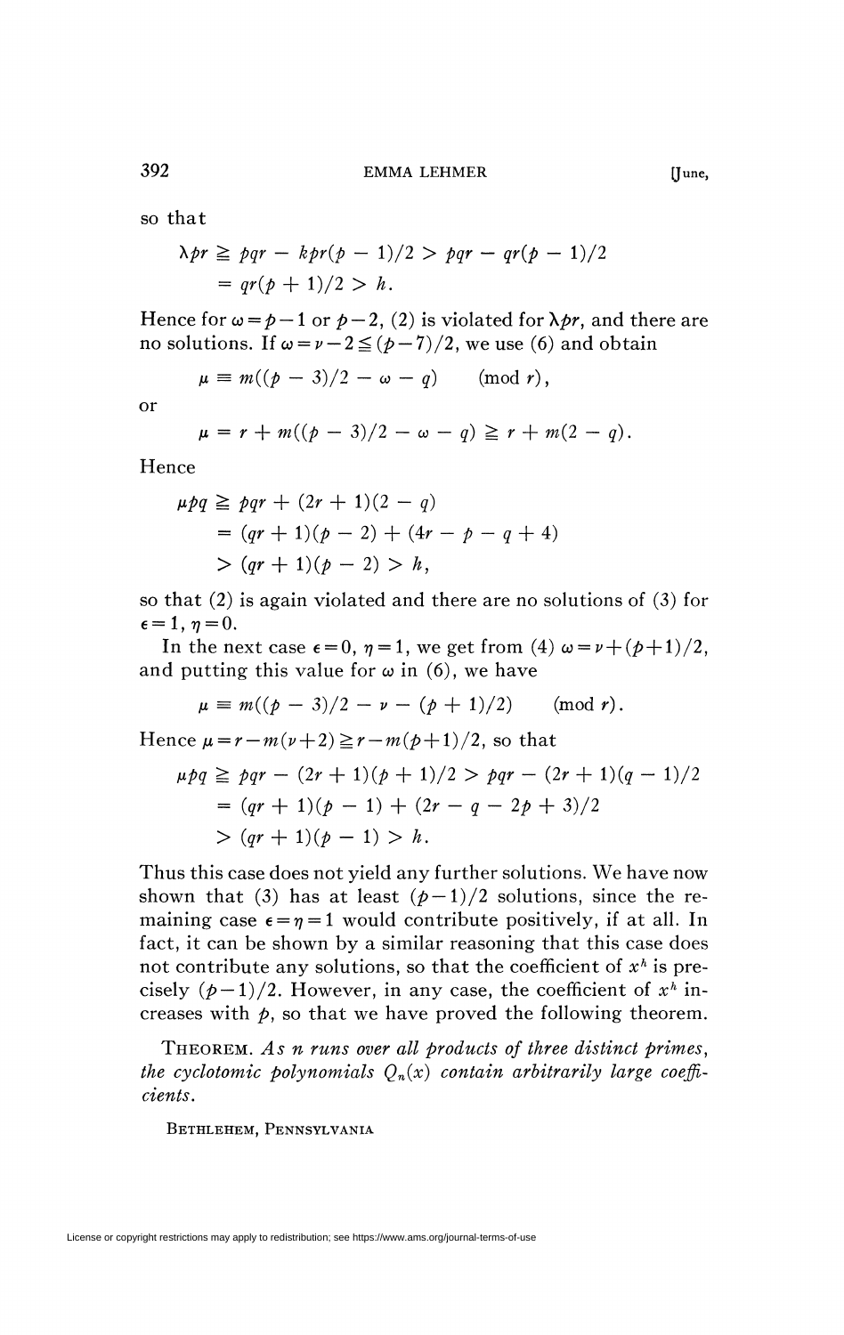so that

$$\lambda pr \geqq pqr - kpr(p-1)/2 > pqr - qr(p-1)/2$$
$$= qr(p+1)/2 > h.$$

Hence for $\omega = p-1$ or $p-2$, (2) is violated for $\lambda pr$, and there are no solutions. If $\omega = \nu - 2 \leqq (p-7)/2$, we use (6) and obtain

$$\mu \equiv m((p-3)/2 - \omega - q) \pmod{r},$$

or

$$\mu = r + m((p-3)/2 - \omega - q) \geqq r + m(2-q).$$

Hence

$$\mu pq \geqq pqr + (2r+1)(2-q)$$
$$= (qr+1)(p-2) + (4r - p - q + 4)$$
$$> (qr+1)(p-2) > h,$$

so that (2) is again violated and there are no solutions of (3) for $\epsilon = 1, \eta = 0$.

In the next case $\epsilon = 0, \eta = 1$, we get from (4) $\omega = \nu + (p+1)/2$, and putting this value for $\omega$ in (6), we have

$$\mu \equiv m((p-3)/2 - \nu - (p+1)/2) \pmod{r}.$$

Hence $\mu = r - m(\nu+2) \geqq r - m(p+1)/2$, so that

$$\mu pq \geqq pqr - (2r+1)(p+1)/2 > pqr - (2r+1)(q-1)/2$$
$$= (qr+1)(p-1) + (2r - q - 2p + 3)/2$$
$$> (qr+1)(p-1) > h.$$

Thus this case does not yield any further solutions. We have now shown that (3) has at least $(p-1)/2$ solutions, since the remaining case $\epsilon = \eta = 1$ would contribute positively, if at all. In fact, it can be shown by a similar reasoning that this case does not contribute any solutions, so that the coefficient of $x^h$ is precisely $(p-1)/2$. However, in any case, the coefficient of $x^h$ increases with $p$, so that we have proved the following theorem.

THEOREM. *As $n$ runs over all products of three distinct primes, the cyclotomic polynomials $Q_n(x)$ contain arbitrarily large coefficients.*

BETHLEHEM, PENNSYLVANIA